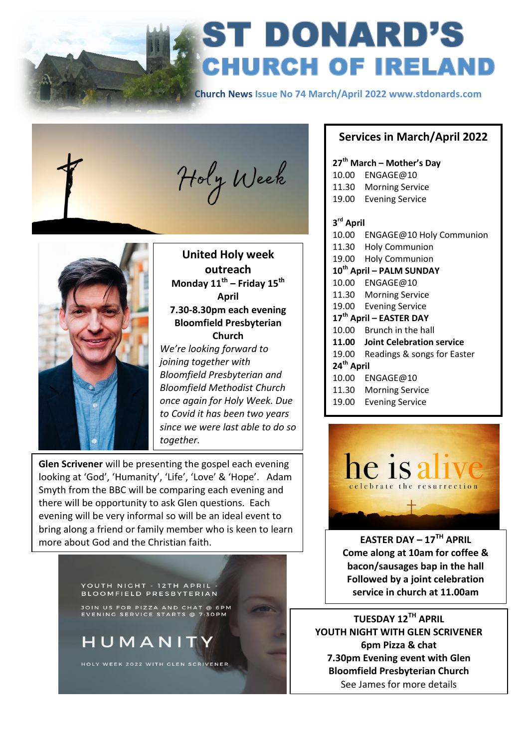# ST DONARD'S CHURCH OF IRELAND

**Church News** Issue No 74 March/April 2022 www.stdonards.com

Holy Week

## United Holy week outreach

**Monday 11th – Friday 15th April**
**7.30-8.30pm each evening**
**Bloomfield Presbyterian Church**

*We're looking forward to joining together with Bloomfield Presbyterian and Bloomfield Methodist Church once again for Holy Week. Due to Covid it has been two years since we were last able to do so together.*

**Glen Scrivener** will be presenting the gospel each evening looking at 'God', 'Humanity', 'Life', 'Love' & 'Hope'. Adam Smyth from the BBC will be comparing each evening and there will be opportunity to ask Glen questions. Each evening will be very informal so will be an ideal event to bring along a friend or family member who is keen to learn more about God and the Christian faith.

YOUTH NIGHT - 12TH APRIL - BLOOMFIELD PRESBYTERIAN

JOIN US FOR PIZZA AND CHAT @ 6PM
EVENING SERVICE STARTS @ 7:30PM

HUMANITY

HOLY WEEK 2022 WITH GLEN SCRIVENER

## Services in March/April 2022

**27th March – Mother's Day**
10.00 ENGAGE@10
11.30 Morning Service
19.00 Evening Service

**3rd April**
10.00 ENGAGE@10 Holy Communion
11.30 Holy Communion
19.00 Holy Communion

**10th April – PALM SUNDAY**
10.00 ENGAGE@10
11.30 Morning Service
19.00 Evening Service

**17th April – EASTER DAY**
10.00 Brunch in the hall
**11.00 Joint Celebration service**
19.00 Readings & songs for Easter

**24th April**
10.00 ENGAGE@10
11.30 Morning Service
19.00 Evening Service

he is alive
celebrate the resurrection

**EASTER DAY – 17TH APRIL**
**Come along at 10am for coffee & bacon/sausages bap in the hall**
**Followed by a joint celebration service in church at 11.00am**

**TUESDAY 12TH APRIL**
**YOUTH NIGHT WITH GLEN SCRIVENER**
**6pm Pizza & chat**
**7.30pm Evening event with Glen**
**Bloomfield Presbyterian Church**
See James for more details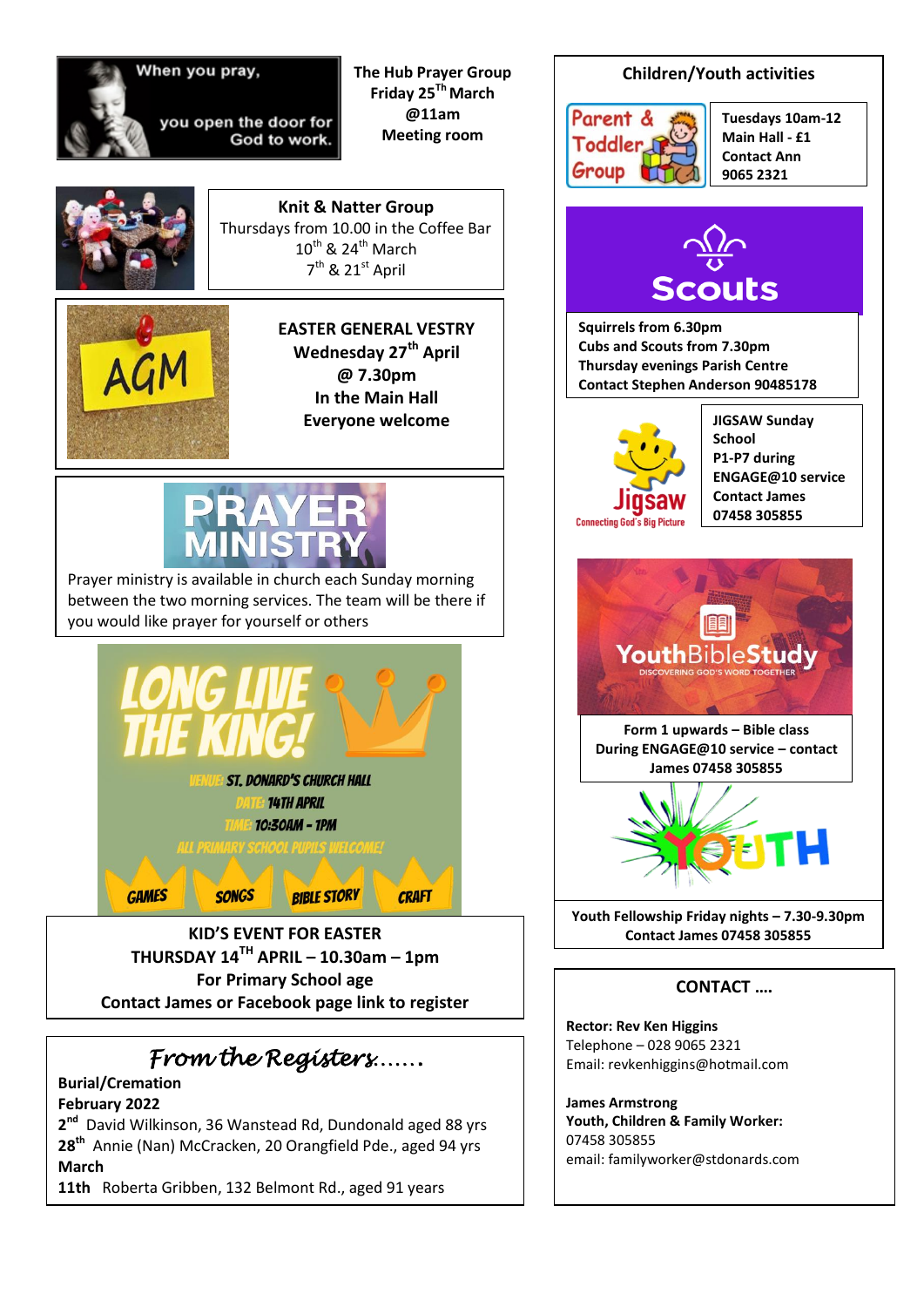When you pray, you open the door for God to work.

**The Hub Prayer Group**
**Friday 25th March**
**@11am**
**Meeting room**

**Knit & Natter Group**
Thursdays from 10.00 in the Coffee Bar
10th & 24th March
7th & 21st April

AGM

**EASTER GENERAL VESTRY**
**Wednesday 27th April**
**@ 7.30pm**
**In the Main Hall**
**Everyone welcome**

PRAYER MINISTRY

Prayer ministry is available in church each Sunday morning between the two morning services. The team will be there if you would like prayer for yourself or others

LONG LIVE THE KING!

VENUE: ST. DONARD'S CHURCH HALL
DATE: 14TH APRIL
TIME: 10:30AM - 1PM
ALL PRIMARY SCHOOL PUPILS WELCOME!

GAMES SONGS BIBLE STORY CRAFT

**KID'S EVENT FOR EASTER**
**THURSDAY 14TH APRIL – 10.30am – 1pm**
**For Primary School age**
**Contact James or Facebook page link to register**

## *From the Registers……*

**Burial/Cremation**
**February 2022**
**2nd** David Wilkinson, 36 Wanstead Rd, Dundonald aged 88 yrs
**28th** Annie (Nan) McCracken, 20 Orangfield Pde., aged 94 yrs
**March**
**11th** Roberta Gribben, 132 Belmont Rd., aged 91 years

## Children/Youth activities

Parent & Toddler Group

**Tuesdays 10am-12**
**Main Hall - £1**
**Contact Ann**
**9065 2321**

Scouts

**Squirrels from 6.30pm**
**Cubs and Scouts from 7.30pm**
**Thursday evenings Parish Centre**
**Contact Stephen Anderson 90485178**

Jigsaw – Connecting God's Big Picture

**JIGSAW Sunday School**
**P1-P7 during ENGAGE@10 service**
**Contact James**
**07458 305855**

YouthBibleStudy – DISCOVERING GOD'S WORD TOGETHER

**Form 1 upwards – Bible class**
**During ENGAGE@10 service – contact James 07458 305855**

YOUTH

**Youth Fellowship Friday nights – 7.30-9.30pm**
**Contact James 07458 305855**

## CONTACT ….

**Rector: Rev Ken Higgins**
Telephone – 028 9065 2321
Email: revkenhiggins@hotmail.com

**James Armstrong**
**Youth, Children & Family Worker:**
07458 305855
email: familyworker@stdonards.com